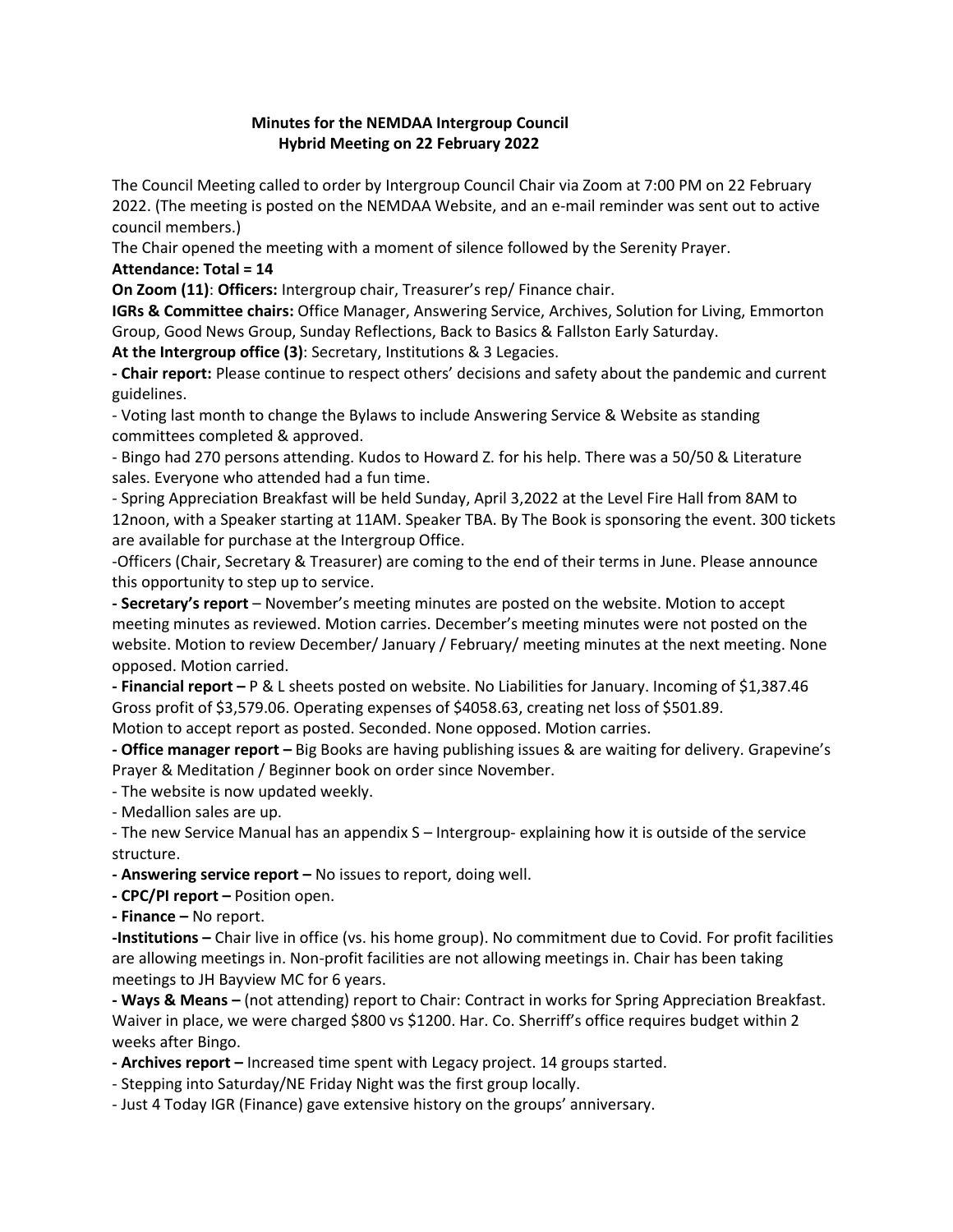**Minutes for the NEMDAA Intergroup Council**
**Hybrid Meeting on 22 February 2022**

The Council Meeting called to order by Intergroup Council Chair via Zoom at 7:00 PM on 22 February 2022. (The meeting is posted on the NEMDAA Website, and an e-mail reminder was sent out to active council members.)

The Chair opened the meeting with a moment of silence followed by the Serenity Prayer.

**Attendance: Total = 14**

**On Zoom (11)**: **Officers:** Intergroup chair, Treasurer's rep/ Finance chair.

**IGRs & Committee chairs:** Office Manager, Answering Service, Archives, Solution for Living, Emmorton Group, Good News Group, Sunday Reflections, Back to Basics & Fallston Early Saturday.

**At the Intergroup office (3)**: Secretary, Institutions & 3 Legacies.

**- Chair report:** Please continue to respect others' decisions and safety about the pandemic and current guidelines.

- Voting last month to change the Bylaws to include Answering Service & Website as standing committees completed & approved.
- Bingo had 270 persons attending. Kudos to Howard Z. for his help. There was a 50/50 & Literature sales. Everyone who attended had a fun time.
- Spring Appreciation Breakfast will be held Sunday, April 3,2022 at the Level Fire Hall from 8AM to 12noon, with a Speaker starting at 11AM. Speaker TBA. By The Book is sponsoring the event. 300 tickets are available for purchase at the Intergroup Office.

-Officers (Chair, Secretary & Treasurer) are coming to the end of their terms in June. Please announce this opportunity to step up to service.

**- Secretary's report** – November's meeting minutes are posted on the website. Motion to accept meeting minutes as reviewed. Motion carries. December's meeting minutes were not posted on the website. Motion to review December/ January / February/ meeting minutes at the next meeting. None opposed. Motion carried.

**- Financial report –** P & L sheets posted on website. No Liabilities for January. Incoming of $1,387.46 Gross profit of $3,579.06. Operating expenses of $4058.63, creating net loss of $501.89.
Motion to accept report as posted. Seconded. None opposed. Motion carries.

**- Office manager report –** Big Books are having publishing issues & are waiting for delivery. Grapevine's Prayer & Meditation / Beginner book on order since November.

- The website is now updated weekly.
- Medallion sales are up.
- The new Service Manual has an appendix S – Intergroup- explaining how it is outside of the service structure.

**- Answering service report –** No issues to report, doing well.

**- CPC/PI report –** Position open.

**- Finance –** No report.

**-Institutions –** Chair live in office (vs. his home group). No commitment due to Covid. For profit facilities are allowing meetings in. Non-profit facilities are not allowing meetings in. Chair has been taking meetings to JH Bayview MC for 6 years.

**- Ways & Means –** (not attending) report to Chair: Contract in works for Spring Appreciation Breakfast. Waiver in place, we were charged $800 vs $1200. Har. Co. Sherriff's office requires budget within 2 weeks after Bingo.

**- Archives report –** Increased time spent with Legacy project. 14 groups started.

- Stepping into Saturday/NE Friday Night was the first group locally.
- Just 4 Today IGR (Finance) gave extensive history on the groups' anniversary.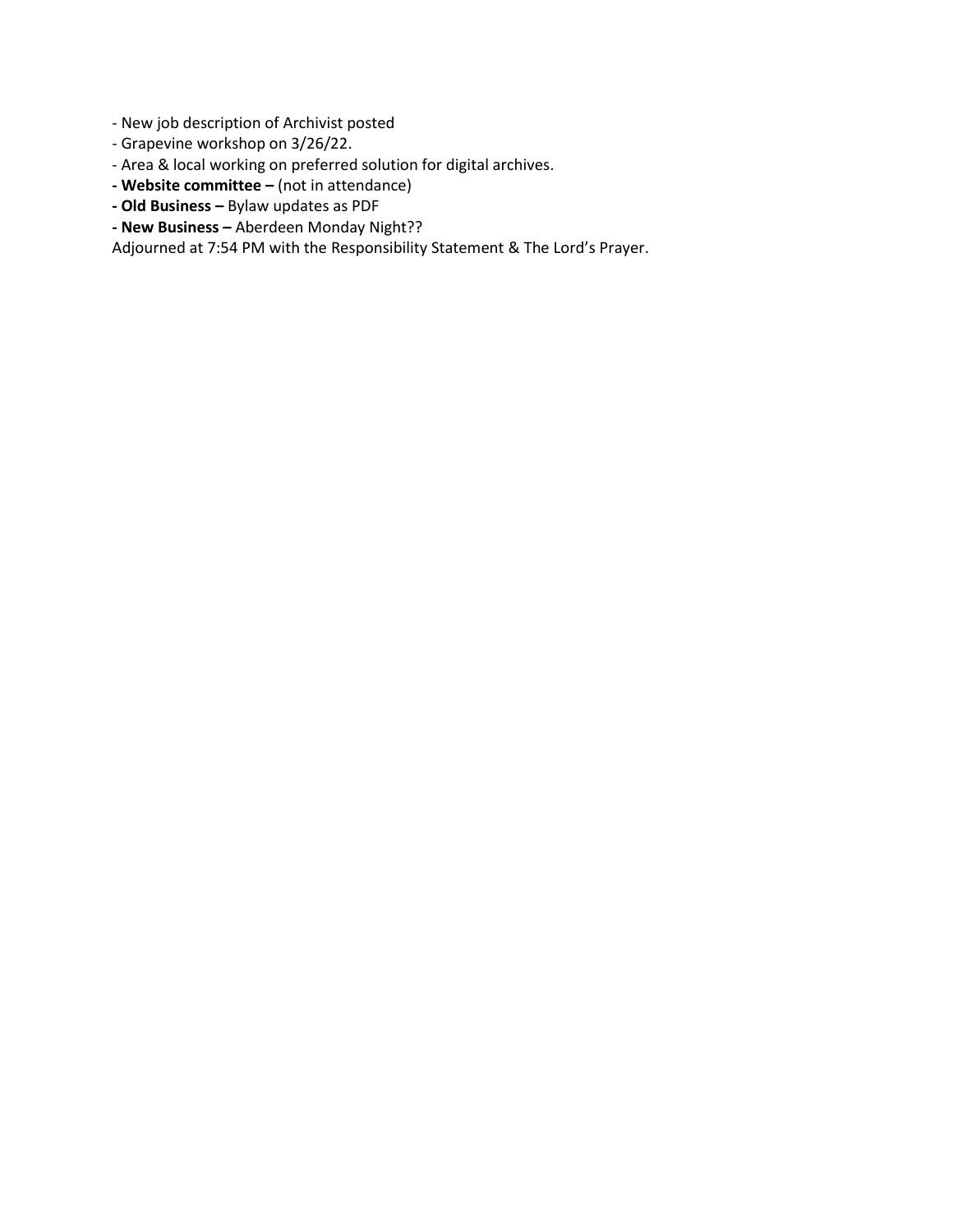- New job description of Archivist posted
- Grapevine workshop on 3/26/22.
- Area & local working on preferred solution for digital archives.
- **Website committee –** (not in attendance)
- **Old Business –** Bylaw updates as PDF
- **New Business –** Aberdeen Monday Night??

Adjourned at 7:54 PM with the Responsibility Statement & The Lord's Prayer.